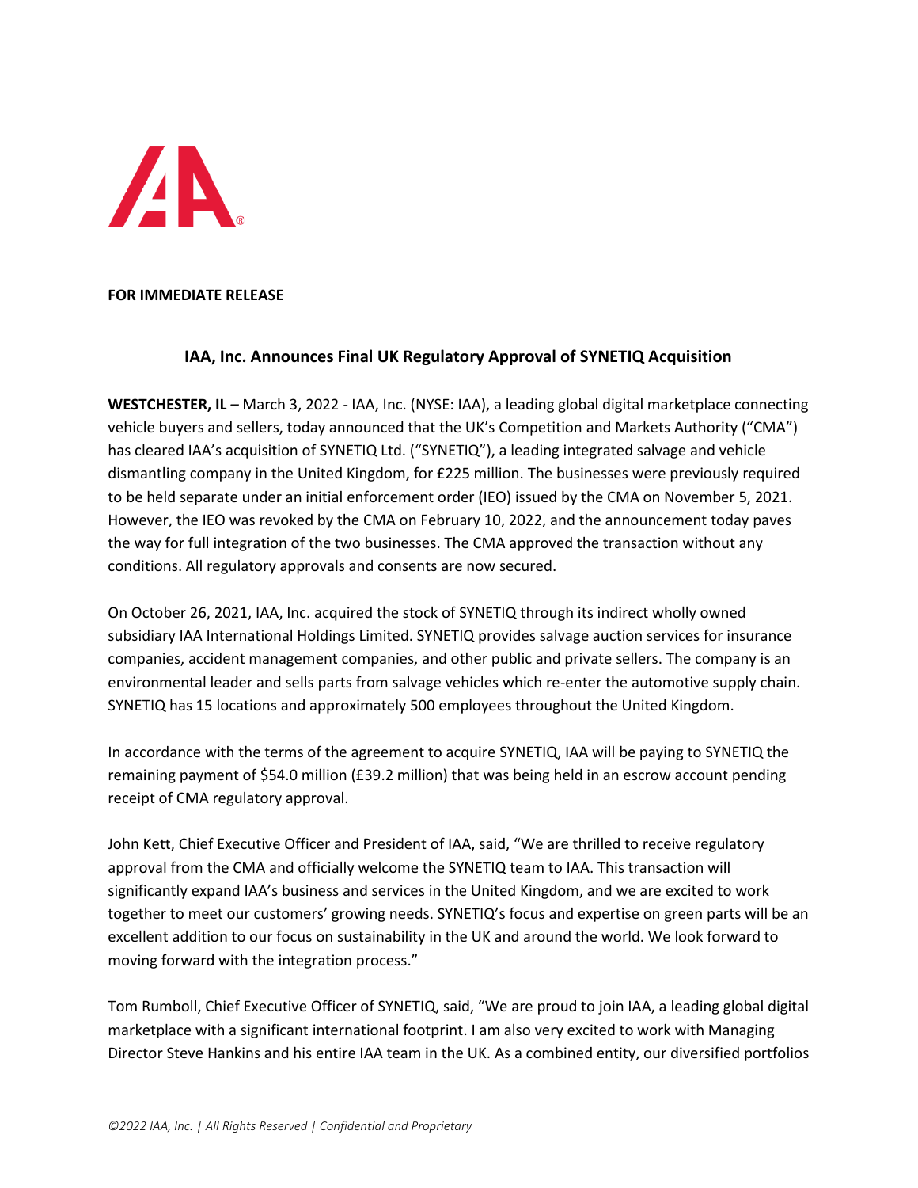**FOR IMMEDIATE RELEASE**

## IAA, Inc. Announces Final UK Regulatory Approval of SYNETIQ Acquisition

**WESTCHESTER, IL** – March 3, 2022 - IAA, Inc. (NYSE: IAA), a leading global digital marketplace connecting vehicle buyers and sellers, today announced that the UK's Competition and Markets Authority ("CMA") has cleared IAA's acquisition of SYNETIQ Ltd. ("SYNETIQ"), a leading integrated salvage and vehicle dismantling company in the United Kingdom, for £225 million. The businesses were previously required to be held separate under an initial enforcement order (IEO) issued by the CMA on November 5, 2021. However, the IEO was revoked by the CMA on February 10, 2022, and the announcement today paves the way for full integration of the two businesses. The CMA approved the transaction without any conditions. All regulatory approvals and consents are now secured.

On October 26, 2021, IAA, Inc. acquired the stock of SYNETIQ through its indirect wholly owned subsidiary IAA International Holdings Limited. SYNETIQ provides salvage auction services for insurance companies, accident management companies, and other public and private sellers. The company is an environmental leader and sells parts from salvage vehicles which re-enter the automotive supply chain. SYNETIQ has 15 locations and approximately 500 employees throughout the United Kingdom.

In accordance with the terms of the agreement to acquire SYNETIQ, IAA will be paying to SYNETIQ the remaining payment of $54.0 million (£39.2 million) that was being held in an escrow account pending receipt of CMA regulatory approval.

John Kett, Chief Executive Officer and President of IAA, said, "We are thrilled to receive regulatory approval from the CMA and officially welcome the SYNETIQ team to IAA. This transaction will significantly expand IAA's business and services in the United Kingdom, and we are excited to work together to meet our customers' growing needs. SYNETIQ's focus and expertise on green parts will be an excellent addition to our focus on sustainability in the UK and around the world. We look forward to moving forward with the integration process."

Tom Rumboll, Chief Executive Officer of SYNETIQ, said, "We are proud to join IAA, a leading global digital marketplace with a significant international footprint. I am also very excited to work with Managing Director Steve Hankins and his entire IAA team in the UK. As a combined entity, our diversified portfolios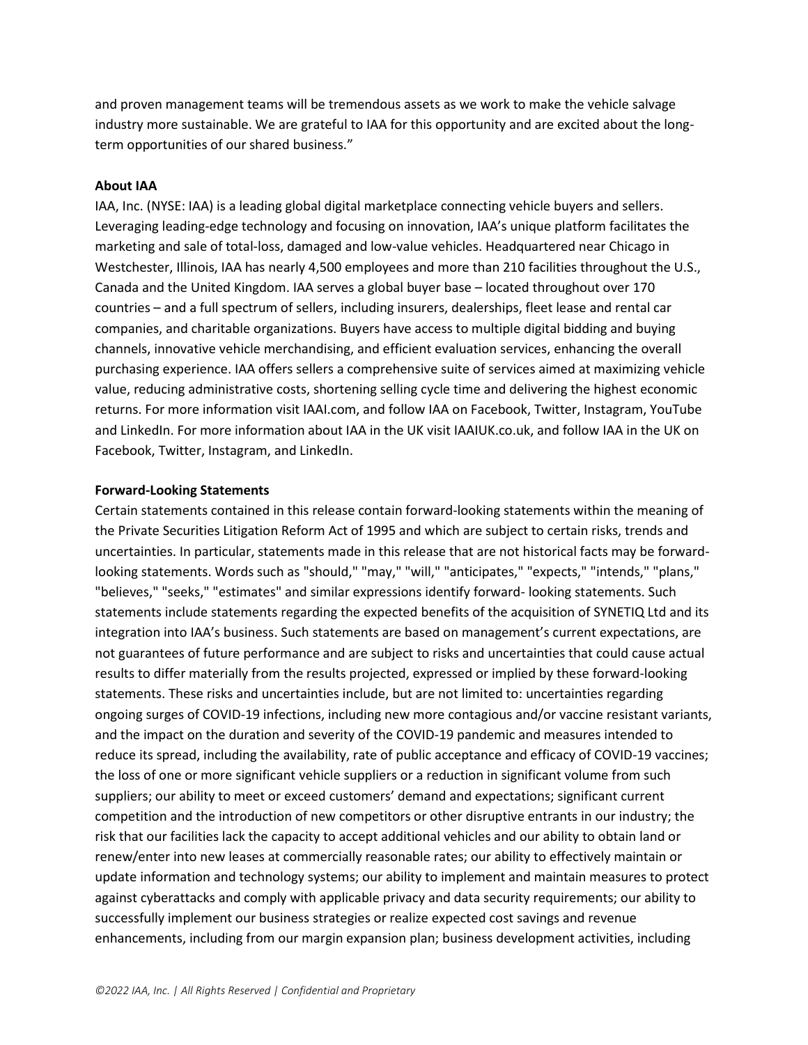and proven management teams will be tremendous assets as we work to make the vehicle salvage industry more sustainable. We are grateful to IAA for this opportunity and are excited about the long-term opportunities of our shared business."

**About IAA**

IAA, Inc. (NYSE: IAA) is a leading global digital marketplace connecting vehicle buyers and sellers. Leveraging leading-edge technology and focusing on innovation, IAA's unique platform facilitates the marketing and sale of total-loss, damaged and low-value vehicles. Headquartered near Chicago in Westchester, Illinois, IAA has nearly 4,500 employees and more than 210 facilities throughout the U.S., Canada and the United Kingdom. IAA serves a global buyer base – located throughout over 170 countries – and a full spectrum of sellers, including insurers, dealerships, fleet lease and rental car companies, and charitable organizations. Buyers have access to multiple digital bidding and buying channels, innovative vehicle merchandising, and efficient evaluation services, enhancing the overall purchasing experience. IAA offers sellers a comprehensive suite of services aimed at maximizing vehicle value, reducing administrative costs, shortening selling cycle time and delivering the highest economic returns. For more information visit IAAI.com, and follow IAA on Facebook, Twitter, Instagram, YouTube and LinkedIn. For more information about IAA in the UK visit IAAIUK.co.uk, and follow IAA in the UK on Facebook, Twitter, Instagram, and LinkedIn.

**Forward-Looking Statements**

Certain statements contained in this release contain forward-looking statements within the meaning of the Private Securities Litigation Reform Act of 1995 and which are subject to certain risks, trends and uncertainties. In particular, statements made in this release that are not historical facts may be forward-looking statements. Words such as "should," "may," "will," "anticipates," "expects," "intends," "plans," "believes," "seeks," "estimates" and similar expressions identify forward- looking statements. Such statements include statements regarding the expected benefits of the acquisition of SYNETIQ Ltd and its integration into IAA's business. Such statements are based on management's current expectations, are not guarantees of future performance and are subject to risks and uncertainties that could cause actual results to differ materially from the results projected, expressed or implied by these forward-looking statements. These risks and uncertainties include, but are not limited to: uncertainties regarding ongoing surges of COVID-19 infections, including new more contagious and/or vaccine resistant variants, and the impact on the duration and severity of the COVID-19 pandemic and measures intended to reduce its spread, including the availability, rate of public acceptance and efficacy of COVID-19 vaccines; the loss of one or more significant vehicle suppliers or a reduction in significant volume from such suppliers; our ability to meet or exceed customers' demand and expectations; significant current competition and the introduction of new competitors or other disruptive entrants in our industry; the risk that our facilities lack the capacity to accept additional vehicles and our ability to obtain land or renew/enter into new leases at commercially reasonable rates; our ability to effectively maintain or update information and technology systems; our ability to implement and maintain measures to protect against cyberattacks and comply with applicable privacy and data security requirements; our ability to successfully implement our business strategies or realize expected cost savings and revenue enhancements, including from our margin expansion plan; business development activities, including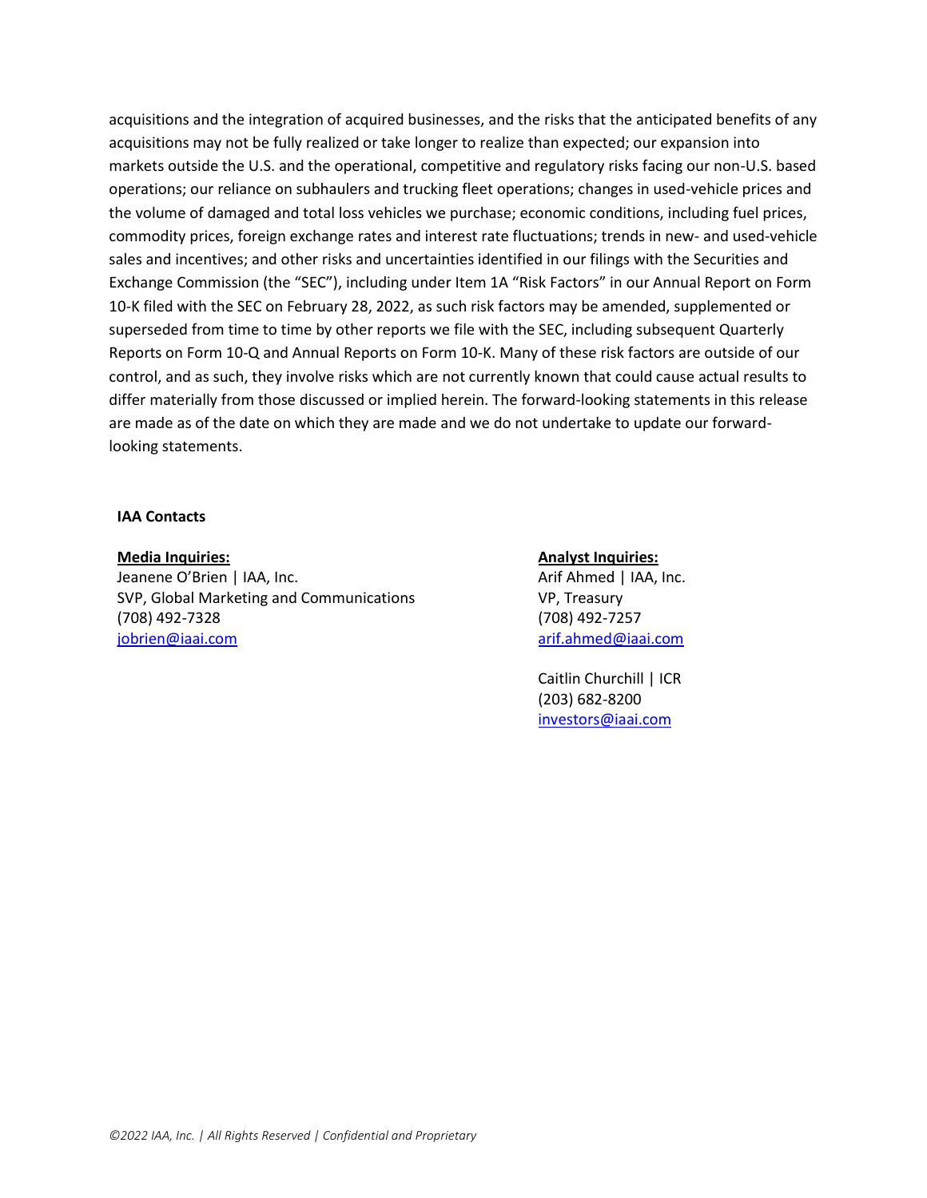acquisitions and the integration of acquired businesses, and the risks that the anticipated benefits of any acquisitions may not be fully realized or take longer to realize than expected; our expansion into markets outside the U.S. and the operational, competitive and regulatory risks facing our non-U.S. based operations; our reliance on subhaulers and trucking fleet operations; changes in used-vehicle prices and the volume of damaged and total loss vehicles we purchase; economic conditions, including fuel prices, commodity prices, foreign exchange rates and interest rate fluctuations; trends in new- and used-vehicle sales and incentives; and other risks and uncertainties identified in our filings with the Securities and Exchange Commission (the "SEC"), including under Item 1A "Risk Factors" in our Annual Report on Form 10-K filed with the SEC on February 28, 2022, as such risk factors may be amended, supplemented or superseded from time to time by other reports we file with the SEC, including subsequent Quarterly Reports on Form 10-Q and Annual Reports on Form 10-K. Many of these risk factors are outside of our control, and as such, they involve risks which are not currently known that could cause actual results to differ materially from those discussed or implied herein. The forward-looking statements in this release are made as of the date on which they are made and we do not undertake to update our forward-looking statements.

**IAA Contacts**

**Media Inquiries:**
Jeanene O'Brien | IAA, Inc.
SVP, Global Marketing and Communications
(708) 492-7328
jobrien@iaai.com

**Analyst Inquiries:**
Arif Ahmed | IAA, Inc.
VP, Treasury
(708) 492-7257
arif.ahmed@iaai.com

Caitlin Churchill | ICR
(203) 682-8200
investors@iaai.com

*©2022 IAA, Inc. | All Rights Reserved | Confidential and Proprietary*